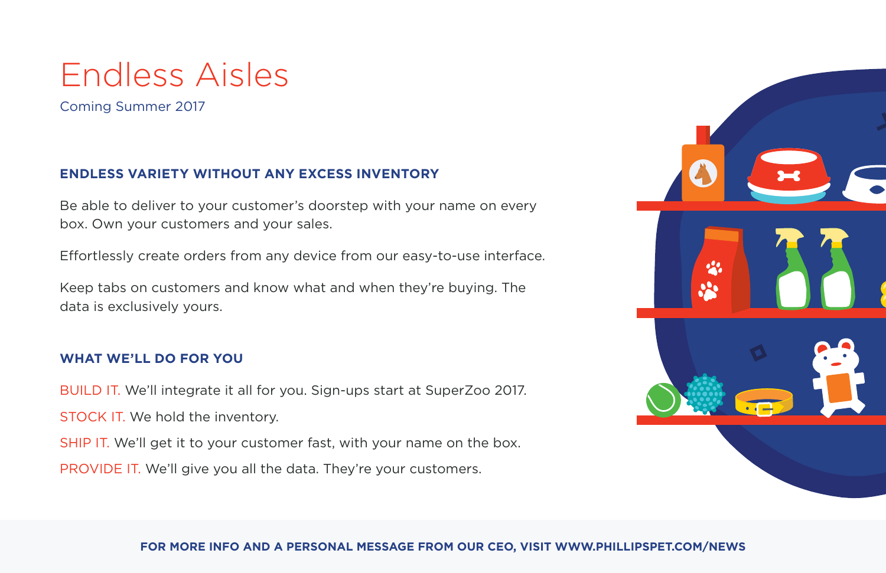# Endless Aisles

Coming Summer 2017

## ENDLESS VARIETY WITHOUT ANY EXCESS INVENTORY

Be able to deliver to your customer's doorstep with your name on every box. Own your customers and your sales.

Effortlessly create orders from any device from our easy-to-use interface.

Keep tabs on customers and know what and when they're buying. The data is exclusively yours.

## WHAT WE'LL DO FOR YOU

BUILD IT. We'll integrate it all for you. Sign-ups start at SuperZoo 2017.

STOCK IT. We hold the inventory.

SHIP IT. We'll get it to your customer fast, with your name on the box.

PROVIDE IT. We'll give you all the data. They're your customers.

**FOR MORE INFO AND A PERSONAL MESSAGE FROM OUR CEO, VISIT WWW.PHILLIPSPET.COM/NEWS**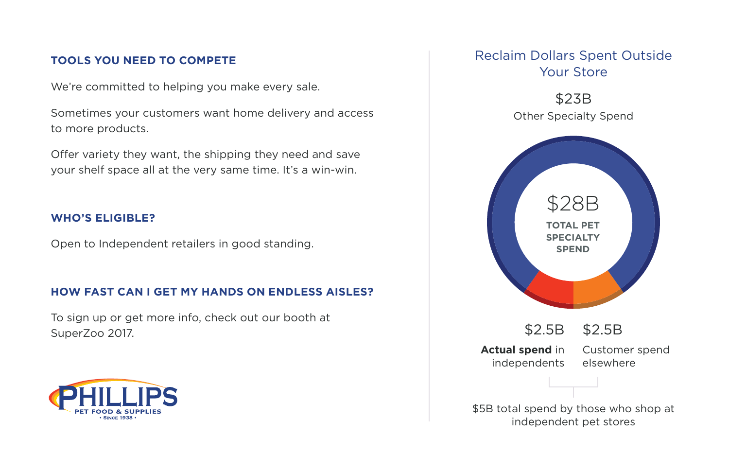## TOOLS YOU NEED TO COMPETE

We're committed to helping you make every sale.

Sometimes your customers want home delivery and access to more products.

Offer variety they want, the shipping they need and save your shelf space all at the very same time. It's a win-win.

## WHO'S ELIGIBLE?

Open to Independent retailers in good standing.

## HOW FAST CAN I GET MY HANDS ON ENDLESS AISLES?

To sign up or get more info, check out our booth at SuperZoo 2017.

PHILLIPS
PET FOOD & SUPPLIES
• Since 1938 •

## Reclaim Dollars Spent Outside Your Store

$23B
Other Specialty Spend

$28B
TOTAL PET SPECIALTY SPEND

$2.5B
**Actual spend** in independents

$2.5B
Customer spend elsewhere

$5B total spend by those who shop at independent pet stores